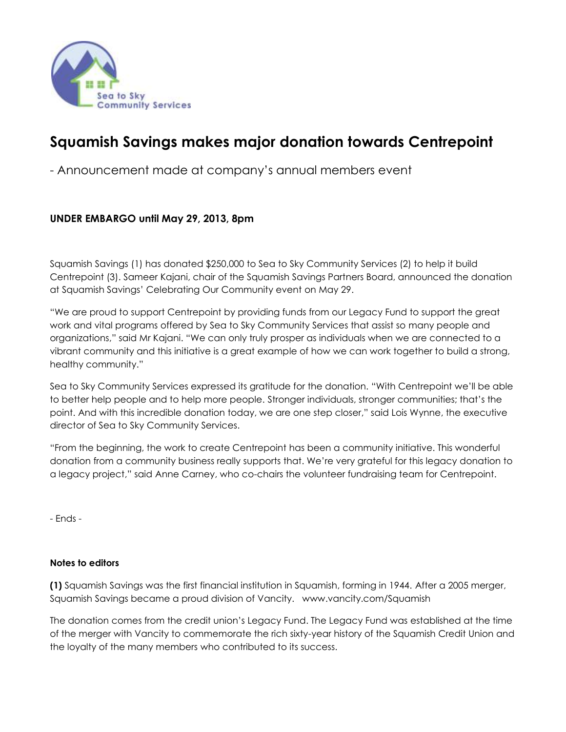Sea to Sky Community Services

# Squamish Savings makes major donation towards Centrepoint

- Announcement made at company's annual members event

**UNDER EMBARGO until May 29, 2013, 8pm**

Squamish Savings (1) has donated $250,000 to Sea to Sky Community Services (2) to help it build Centrepoint (3). Sameer Kajani, chair of the Squamish Savings Partners Board, announced the donation at Squamish Savings' Celebrating Our Community event on May 29.

"We are proud to support Centrepoint by providing funds from our Legacy Fund to support the great work and vital programs offered by Sea to Sky Community Services that assist so many people and organizations," said Mr Kajani. "We can only truly prosper as individuals when we are connected to a vibrant community and this initiative is a great example of how we can work together to build a strong, healthy community."

Sea to Sky Community Services expressed its gratitude for the donation. "With Centrepoint we'll be able to better help people and to help more people. Stronger individuals, stronger communities; that's the point. And with this incredible donation today, we are one step closer," said Lois Wynne, the executive director of Sea to Sky Community Services.

"From the beginning, the work to create Centrepoint has been a community initiative. This wonderful donation from a community business really supports that. We're very grateful for this legacy donation to a legacy project," said Anne Carney, who co-chairs the volunteer fundraising team for Centrepoint.

- Ends -

**Notes to editors**

**(1)** Squamish Savings was the first financial institution in Squamish, forming in 1944. After a 2005 merger, Squamish Savings became a proud division of Vancity. www.vancity.com/Squamish

The donation comes from the credit union's Legacy Fund. The Legacy Fund was established at the time of the merger with Vancity to commemorate the rich sixty-year history of the Squamish Credit Union and the loyalty of the many members who contributed to its success.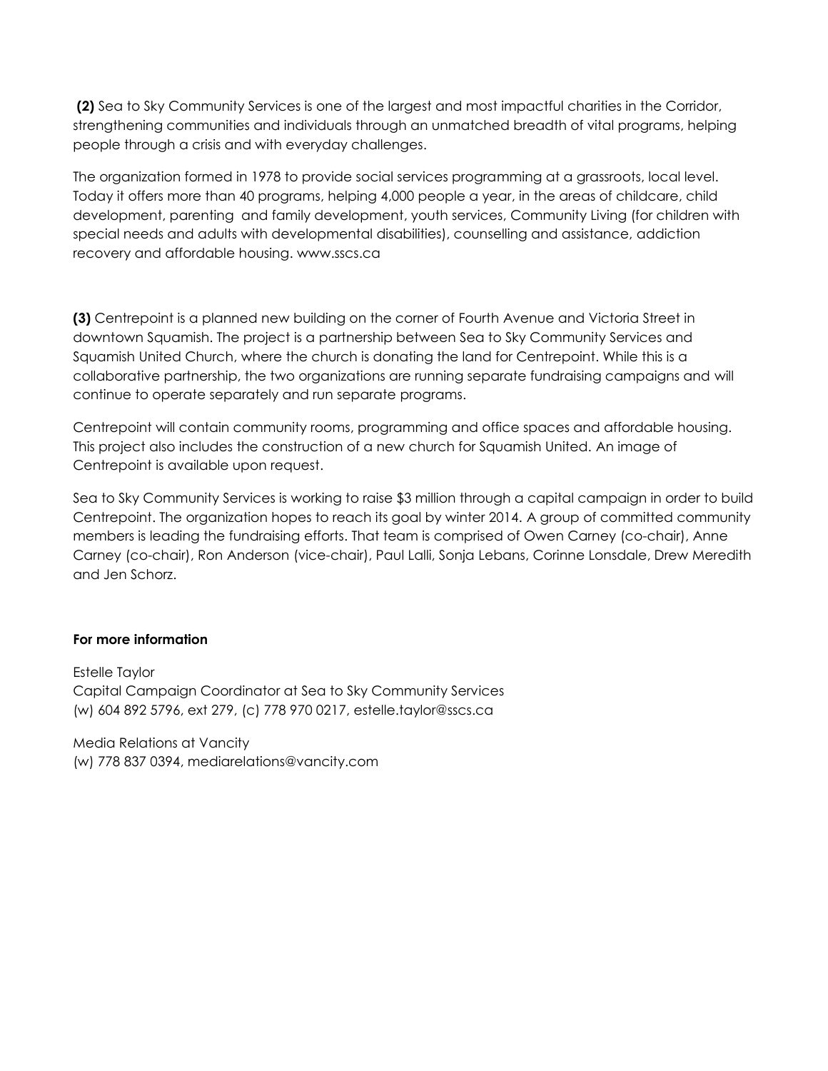**(2)** Sea to Sky Community Services is one of the largest and most impactful charities in the Corridor, strengthening communities and individuals through an unmatched breadth of vital programs, helping people through a crisis and with everyday challenges.

The organization formed in 1978 to provide social services programming at a grassroots, local level. Today it offers more than 40 programs, helping 4,000 people a year, in the areas of childcare, child development, parenting and family development, youth services, Community Living (for children with special needs and adults with developmental disabilities), counselling and assistance, addiction recovery and affordable housing. www.sscs.ca

**(3)** Centrepoint is a planned new building on the corner of Fourth Avenue and Victoria Street in downtown Squamish. The project is a partnership between Sea to Sky Community Services and Squamish United Church, where the church is donating the land for Centrepoint. While this is a collaborative partnership, the two organizations are running separate fundraising campaigns and will continue to operate separately and run separate programs.

Centrepoint will contain community rooms, programming and office spaces and affordable housing. This project also includes the construction of a new church for Squamish United. An image of Centrepoint is available upon request.

Sea to Sky Community Services is working to raise $3 million through a capital campaign in order to build Centrepoint. The organization hopes to reach its goal by winter 2014. A group of committed community members is leading the fundraising efforts. That team is comprised of Owen Carney (co-chair), Anne Carney (co-chair), Ron Anderson (vice-chair), Paul Lalli, Sonja Lebans, Corinne Lonsdale, Drew Meredith and Jen Schorz.

**For more information**

Estelle Taylor
Capital Campaign Coordinator at Sea to Sky Community Services
(w) 604 892 5796, ext 279, (c) 778 970 0217, estelle.taylor@sscs.ca

Media Relations at Vancity
(w) 778 837 0394, mediarelations@vancity.com